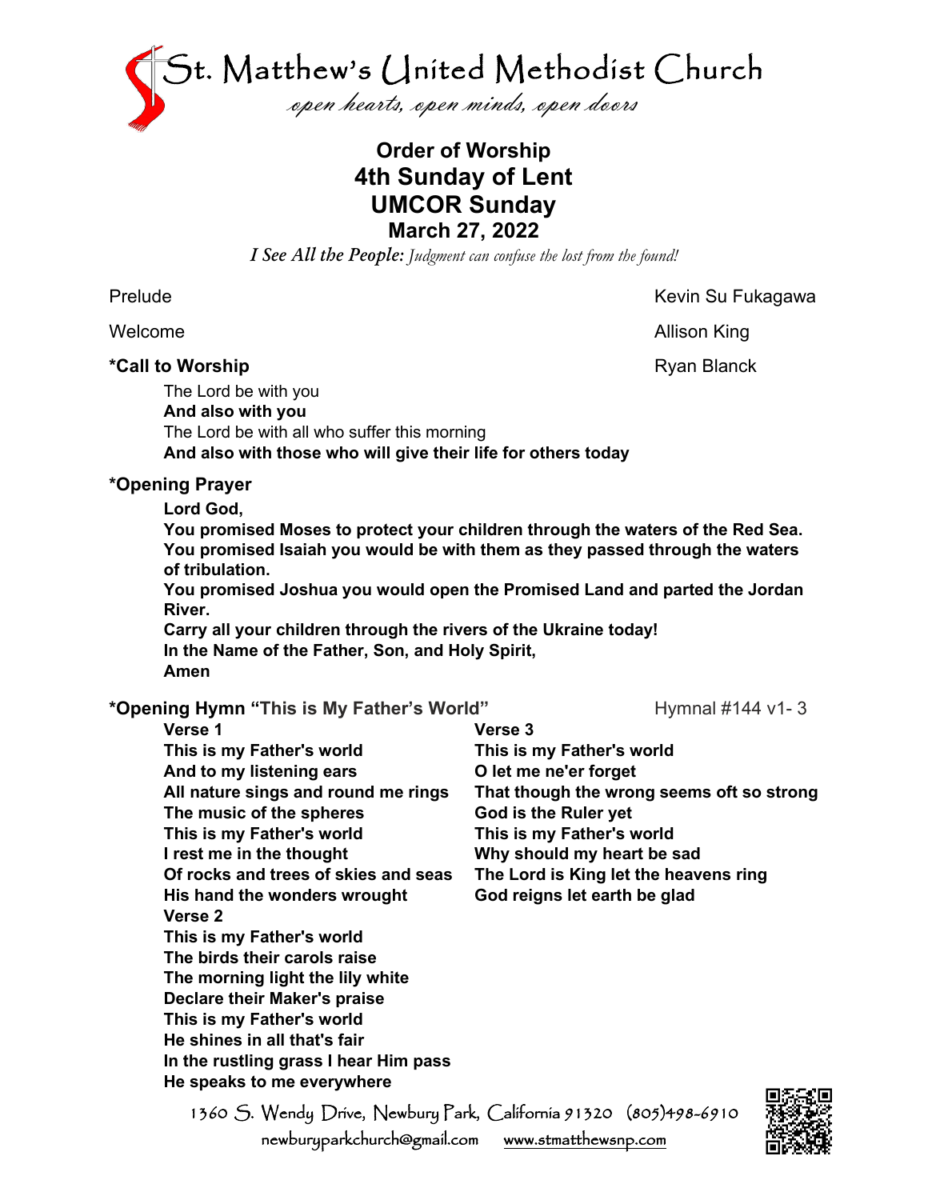# St. Matthew's United Methodist Church

*open hearts, open minds, open doors*

## Order of Worship
## 4th Sunday of Lent
## UMCOR Sunday
### March 27, 2022

*I See All the People: Judgment can confuse the lost from the found!*

Prelude — Kevin Su Fukagawa

Welcome — Allison King

**\*Call to Worship** — Ryan Blanck

The Lord be with you
**And also with you**
The Lord be with all who suffer this morning
**And also with those who will give their life for others today**

**\*Opening Prayer**

**Lord God,**
**You promised Moses to protect your children through the waters of the Red Sea.**
**You promised Isaiah you would be with them as they passed through the waters of tribulation.**
**You promised Joshua you would open the Promised Land and parted the Jordan River.**
**Carry all your children through the rivers of the Ukraine today!**
**In the Name of the Father, Son, and Holy Spirit,**
**Amen**

**\*Opening Hymn "This is My Father's World"** — Hymnal #144 v1- 3

**Verse 1**
**This is my Father's world**
**And to my listening ears**
**All nature sings and round me rings**
**The music of the spheres**
**This is my Father's world**
**I rest me in the thought**
**Of rocks and trees of skies and seas**
**His hand the wonders wrought**

**Verse 2**
**This is my Father's world**
**The birds their carols raise**
**The morning light the lily white**
**Declare their Maker's praise**
**This is my Father's world**
**He shines in all that's fair**
**In the rustling grass I hear Him pass**
**He speaks to me everywhere**

**Verse 3**
**This is my Father's world**
**O let me ne'er forget**
**That though the wrong seems oft so strong**
**God is the Ruler yet**
**This is my Father's world**
**Why should my heart be sad**
**The Lord is King let the heavens ring**
**God reigns let earth be glad**

1360 S. Wendy Drive, Newbury Park, California 91320 (805)498-6910
newburyparkchurch@gmail.com www.stmatthewsnp.com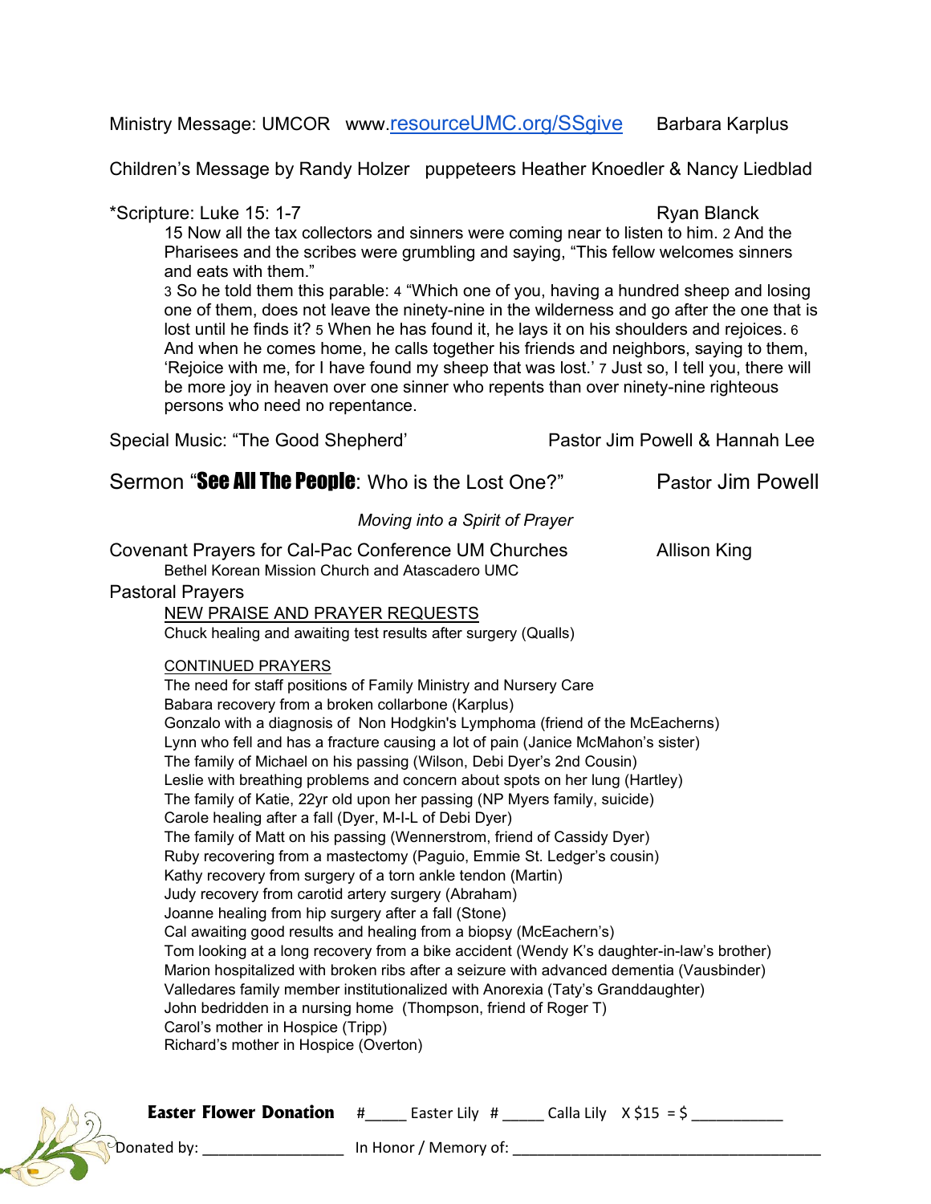Ministry Message: UMCOR www.resourceUMC.org/SSgive Barbara Karplus

Children's Message by Randy Holzer puppeteers Heather Knoedler & Nancy Liedblad

*Scripture: Luke 15: 1-7 Ryan Blanck

15 Now all the tax collectors and sinners were coming near to listen to him. 2 And the Pharisees and the scribes were grumbling and saying, "This fellow welcomes sinners and eats with them."

3 So he told them this parable: 4 "Which one of you, having a hundred sheep and losing one of them, does not leave the ninety-nine in the wilderness and go after the one that is lost until he finds it? 5 When he has found it, he lays it on his shoulders and rejoices. 6 And when he comes home, he calls together his friends and neighbors, saying to them, 'Rejoice with me, for I have found my sheep that was lost.' 7 Just so, I tell you, there will be more joy in heaven over one sinner who repents than over ninety-nine righteous persons who need no repentance.

Special Music: "The Good Shepherd' Pastor Jim Powell & Hannah Lee

Sermon "**See All The People**: Who is the Lost One?" Pastor Jim Powell

*Moving into a Spirit of Prayer*

Covenant Prayers for Cal-Pac Conference UM Churches Allison King

Bethel Korean Mission Church and Atascadero UMC

Pastoral Prayers

NEW PRAISE AND PRAYER REQUESTS

Chuck healing and awaiting test results after surgery (Qualls)

CONTINUED PRAYERS

The need for staff positions of Family Ministry and Nursery Care
Babara recovery from a broken collarbone (Karplus)
Gonzalo with a diagnosis of Non Hodgkin's Lymphoma (friend of the McEacherns)
Lynn who fell and has a fracture causing a lot of pain (Janice McMahon's sister)
The family of Michael on his passing (Wilson, Debi Dyer's 2nd Cousin)
Leslie with breathing problems and concern about spots on her lung (Hartley)
The family of Katie, 22yr old upon her passing (NP Myers family, suicide)
Carole healing after a fall (Dyer, M-I-L of Debi Dyer)
The family of Matt on his passing (Wennerstrom, friend of Cassidy Dyer)
Ruby recovering from a mastectomy (Paguio, Emmie St. Ledger's cousin)
Kathy recovery from surgery of a torn ankle tendon (Martin)
Judy recovery from carotid artery surgery (Abraham)
Joanne healing from hip surgery after a fall (Stone)
Cal awaiting good results and healing from a biopsy (McEachern's)
Tom looking at a long recovery from a bike accident (Wendy K's daughter-in-law's brother)
Marion hospitalized with broken ribs after a seizure with advanced dementia (Vausbinder)
Valledares family member institutionalized with Anorexia (Taty's Granddaughter)
John bedridden in a nursing home (Thompson, friend of Roger T)
Carol's mother in Hospice (Tripp)
Richard's mother in Hospice (Overton)

**Easter Flower Donation** #_____ Easter Lily # _____ Calla Lily X $15 = $ ___________

Donated by: _________________ In Honor / Memory of: ______________________________________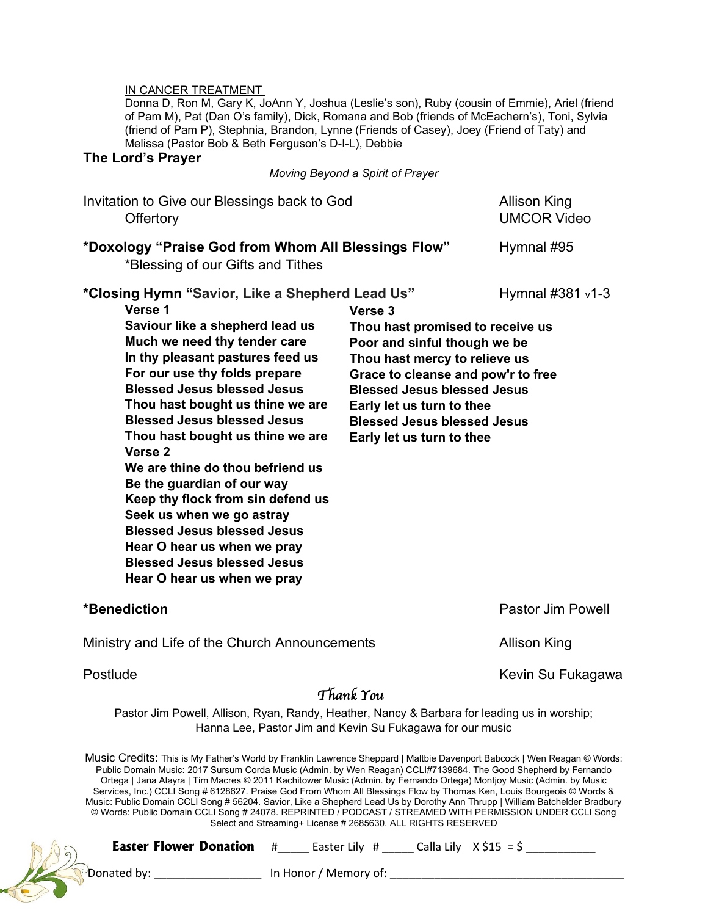IN CANCER TREATMENT

Donna D, Ron M, Gary K, JoAnn Y, Joshua (Leslie's son), Ruby (cousin of Emmie), Ariel (friend of Pam M), Pat (Dan O's family), Dick, Romana and Bob (friends of McEachern's), Toni, Sylvia (friend of Pam P), Stephnia, Brandon, Lynne (Friends of Casey), Joey (Friend of Taty) and Melissa (Pastor Bob & Beth Ferguson's D-I-L), Debbie

**The Lord's Prayer**

*Moving Beyond a Spirit of Prayer*

Invitation to Give our Blessings back to God — Allison King

Offertory — UMCOR Video

**\*Doxology "Praise God from Whom All Blessings Flow"** — Hymnal #95

\*Blessing of our Gifts and Tithes

**\*Closing Hymn "Savior, Like a Shepherd Lead Us"** — Hymnal #381 v1-3

**Verse 1**
**Saviour like a shepherd lead us**
**Much we need thy tender care**
**In thy pleasant pastures feed us**
**For our use thy folds prepare**
**Blessed Jesus blessed Jesus**
**Thou hast bought us thine we are**
**Blessed Jesus blessed Jesus**
**Thou hast bought us thine we are**

**Verse 2**
**We are thine do thou befriend us**
**Be the guardian of our way**
**Keep thy flock from sin defend us**
**Seek us when we go astray**
**Blessed Jesus blessed Jesus**
**Hear O hear us when we pray**
**Blessed Jesus blessed Jesus**
**Hear O hear us when we pray**

**Verse 3**
**Thou hast promised to receive us**
**Poor and sinful though we be**
**Thou hast mercy to relieve us**
**Grace to cleanse and pow'r to free**
**Blessed Jesus blessed Jesus**
**Early let us turn to thee**
**Blessed Jesus blessed Jesus**
**Early let us turn to thee**

**\*Benediction** — Pastor Jim Powell

Ministry and Life of the Church Announcements — Allison King

Postlude — Kevin Su Fukagawa

*Thank You*

Pastor Jim Powell, Allison, Ryan, Randy, Heather, Nancy & Barbara for leading us in worship; Hanna Lee, Pastor Jim and Kevin Su Fukagawa for our music

Music Credits: This is My Father's World by Franklin Lawrence Sheppard | Maltbie Davenport Babcock | Wen Reagan © Words: Public Domain Music: 2017 Sursum Corda Music (Admin. by Wen Reagan) CCLI#7139684. The Good Shepherd by Fernando Ortega | Jana Alayra | Tim Macres © 2011 Kachitower Music (Admin. by Fernando Ortega) Montjoy Music (Admin. by Music Services, Inc.) CCLI Song # 6128627. Praise God From Whom All Blessings Flow by Thomas Ken, Louis Bourgeois © Words & Music: Public Domain CCLI Song # 56204. Savior, Like a Shepherd Lead Us by Dorothy Ann Thrupp | William Batchelder Bradbury © Words: Public Domain CCLI Song # 24078. REPRINTED / PODCAST / STREAMED WITH PERMISSION UNDER CCLI Song Select and Streaming+ License # 2685630. ALL RIGHTS RESERVED

**Easter Flower Donation** #_____ Easter Lily #_____ Calla Lily X $15 = $ ___________

Donated by: ________________ In Honor / Memory of: ___________________________________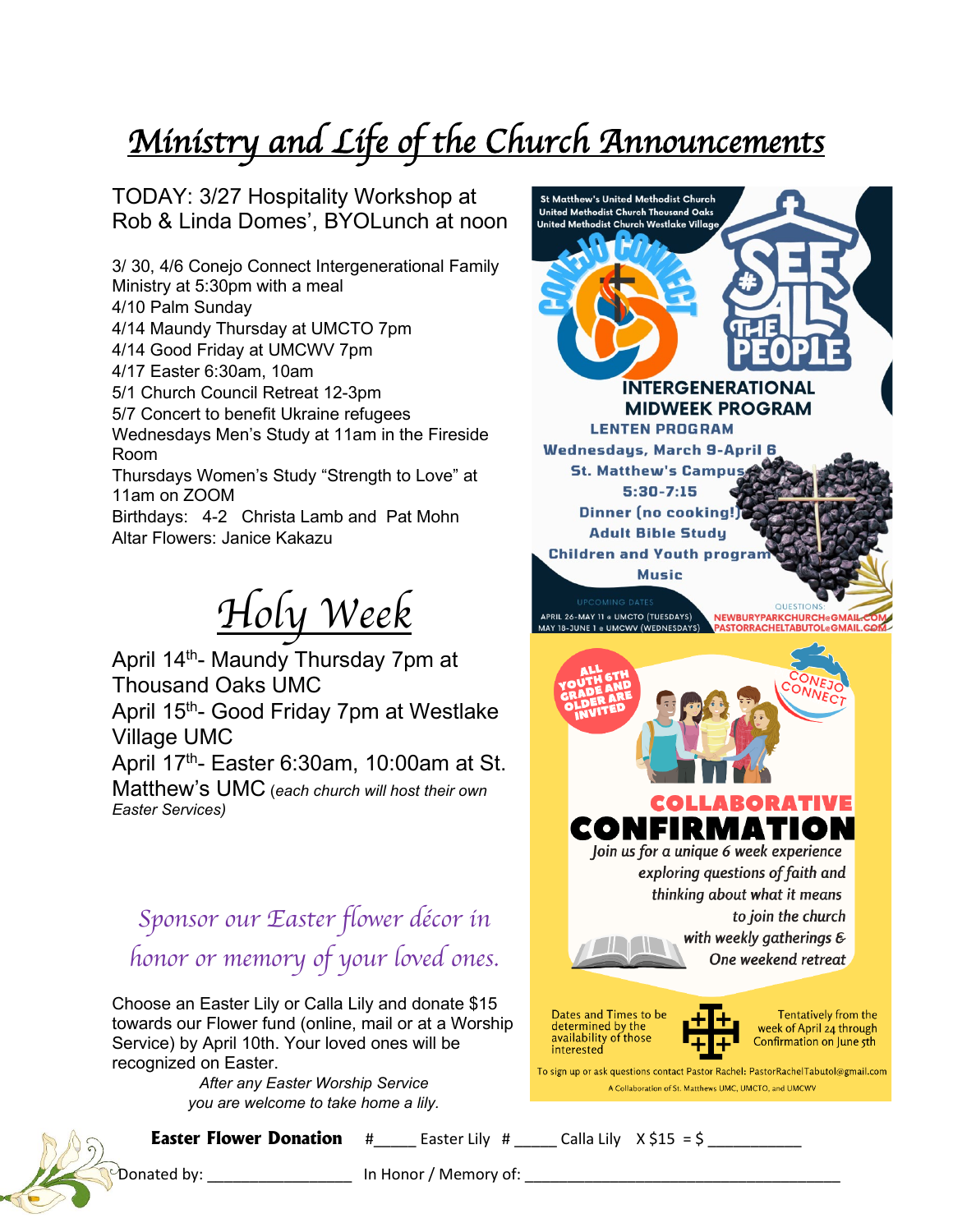# Ministry and Life of the Church Announcements

TODAY: 3/27 Hospitality Workshop at Rob & Linda Domes', BYOLunch at noon

3/ 30, 4/6 Conejo Connect Intergenerational Family Ministry at 5:30pm with a meal
4/10 Palm Sunday
4/14 Maundy Thursday at UMCTO 7pm
4/14 Good Friday at UMCWV 7pm
4/17 Easter 6:30am, 10am
5/1 Church Council Retreat 12-3pm
5/7 Concert to benefit Ukraine refugees
Wednesdays Men's Study at 11am in the Fireside Room
Thursdays Women's Study "Strength to Love" at 11am on ZOOM
Birthdays: 4-2 Christa Lamb and Pat Mohn
Altar Flowers: Janice Kakazu

## Holy Week

April 14th- Maundy Thursday 7pm at Thousand Oaks UMC
April 15th- Good Friday 7pm at Westlake Village UMC
April 17th- Easter 6:30am, 10:00am at St. Matthew's UMC (*each church will host their own Easter Services)*

*Sponsor our Easter flower décor in honor or memory of your loved ones.*

Choose an Easter Lily or Calla Lily and donate $15 towards our Flower fund (online, mail or at a Worship Service) by April 10th. Your loved ones will be recognized on Easter.

*After any Easter Worship Service you are welcome to take home a lily.*

St Matthew's United Methodist Church
United Methodist Church Thousand Oaks
United Methodist Church Westlake Village

CONEJO CONNECT

#SEE ALL THE PEOPLE

**INTERGENERATIONAL MIDWEEK PROGRAM**

**LENTEN PROGRAM**
**Wednesdays, March 9-April 6**
**St. Matthew's Campus**
**5:30-7:15**
**Dinner (no cooking!)**
**Adult Bible Study**
**Children and Youth program**
**Music**

UPCOMING DATES
APRIL 26-MAY 11 @ UMCTO (TUESDAYS)
MAY 18-JUNE 1 @ UMCWV (WEDNESDAYS)

QUESTIONS:
NEWBURYPARKCHURCH@GMAIL.COM
PASTORRACHELTABUTOL@GMAIL.COM

ALL YOUTH 6TH GRADE AND OLDER ARE INVITED

CONEJO CONNECT

**COLLABORATIVE CONFIRMATION**

*Join us for a unique 6 week experience exploring questions of faith and thinking about what it means to join the church with weekly gatherings & One weekend retreat*

Dates and Times to be determined by the availability of those interested

Tentatively from the week of April 24 through Confirmation on June 5th

To sign up or ask questions contact Pastor Rachel: PastorRachelTabutol@gmail.com

A Collaboration of St. Matthews UMC, UMCTO, and UMCWV

**Easter Flower Donation** #_____ Easter Lily # _____ Calla Lily X $15 = $ ___________

Donated by: _________________ In Honor / Memory of: ________________________________________